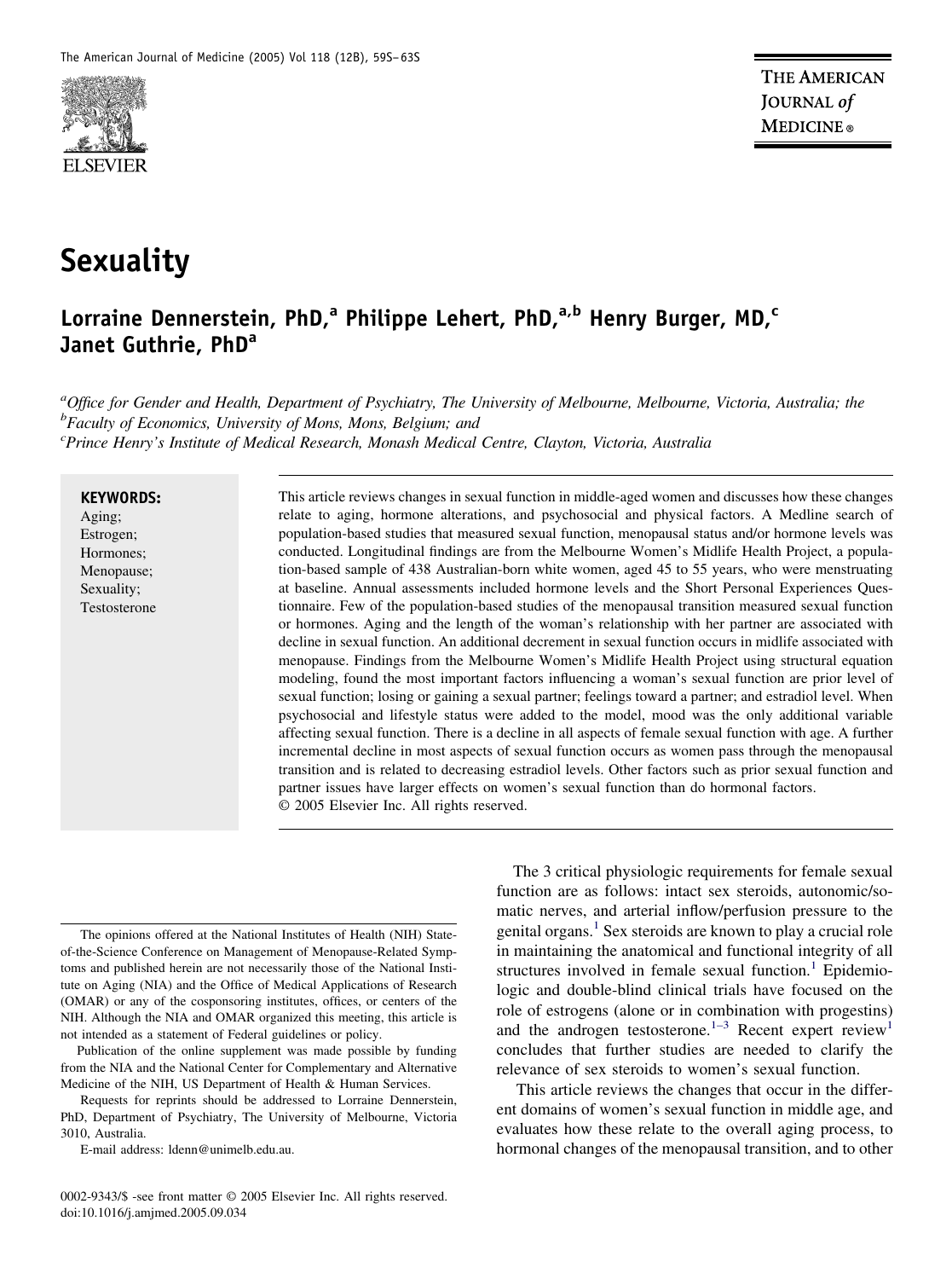# Sexuality

**Lorraine Dennerstein, PhD,[a] Philippe Lehert, PhD,[a,b] Henry Burger, MD,[c] Janet Guthrie, PhD[a]**

[a]*Office for Gender and Health, Department of Psychiatry, The University of Melbourne, Melbourne, Victoria, Australia; the* [b]*Faculty of Economics, University of Mons, Mons, Belgium; and* [c]*Prince Henry's Institute of Medical Research, Monash Medical Centre, Clayton, Victoria, Australia*

**KEYWORDS:**
Aging;
Estrogen;
Hormones;
Menopause;
Sexuality;
Testosterone

This article reviews changes in sexual function in middle-aged women and discusses how these changes relate to aging, hormone alterations, and psychosocial and physical factors. A Medline search of population-based studies that measured sexual function, menopausal status and/or hormone levels was conducted. Longitudinal findings are from the Melbourne Women's Midlife Health Project, a population-based sample of 438 Australian-born white women, aged 45 to 55 years, who were menstruating at baseline. Annual assessments included hormone levels and the Short Personal Experiences Questionnaire. Few of the population-based studies of the menopausal transition measured sexual function or hormones. Aging and the length of the woman's relationship with her partner are associated with decline in sexual function. An additional decrement in sexual function occurs in midlife associated with menopause. Findings from the Melbourne Women's Midlife Health Project using structural equation modeling, found the most important factors influencing a woman's sexual function are prior level of sexual function; losing or gaining a sexual partner; feelings toward a partner; and estradiol level. When psychosocial and lifestyle status were added to the model, mood was the only additional variable affecting sexual function. There is a decline in all aspects of female sexual function with age. A further incremental decline in most aspects of sexual function occurs as women pass through the menopausal transition and is related to decreasing estradiol levels. Other factors such as prior sexual function and partner issues have larger effects on women's sexual function than do hormonal factors.
© 2005 Elsevier Inc. All rights reserved.

The 3 critical physiologic requirements for female sexual function are as follows: intact sex steroids, autonomic/somatic nerves, and arterial inflow/perfusion pressure to the genital organs.[1] Sex steroids are known to play a crucial role in maintaining the anatomical and functional integrity of all structures involved in female sexual function.[1] Epidemiologic and double-blind clinical trials have focused on the role of estrogens (alone or in combination with progestins) and the androgen testosterone.[1–3] Recent expert review[1] concludes that further studies are needed to clarify the relevance of sex steroids to women's sexual function.

This article reviews the changes that occur in the different domains of women's sexual function in middle age, and evaluates how these relate to the overall aging process, to hormonal changes of the menopausal transition, and to other

The opinions offered at the National Institutes of Health (NIH) State-of-the-Science Conference on Management of Menopause-Related Symptoms and published herein are not necessarily those of the National Institute on Aging (NIA) and the Office of Medical Applications of Research (OMAR) or any of the cosponsoring institutes, offices, or centers of the NIH. Although the NIA and OMAR organized this meeting, this article is not intended as a statement of Federal guidelines or policy.

Publication of the online supplement was made possible by funding from the NIA and the National Center for Complementary and Alternative Medicine of the NIH, US Department of Health & Human Services.

Requests for reprints should be addressed to Lorraine Dennerstein, PhD, Department of Psychiatry, The University of Melbourne, Victoria 3010, Australia.

E-mail address: ldenn@unimelb.edu.au.

0002-9343/$ -see front matter © 2005 Elsevier Inc. All rights reserved.
doi:10.1016/j.amjmed.2005.09.034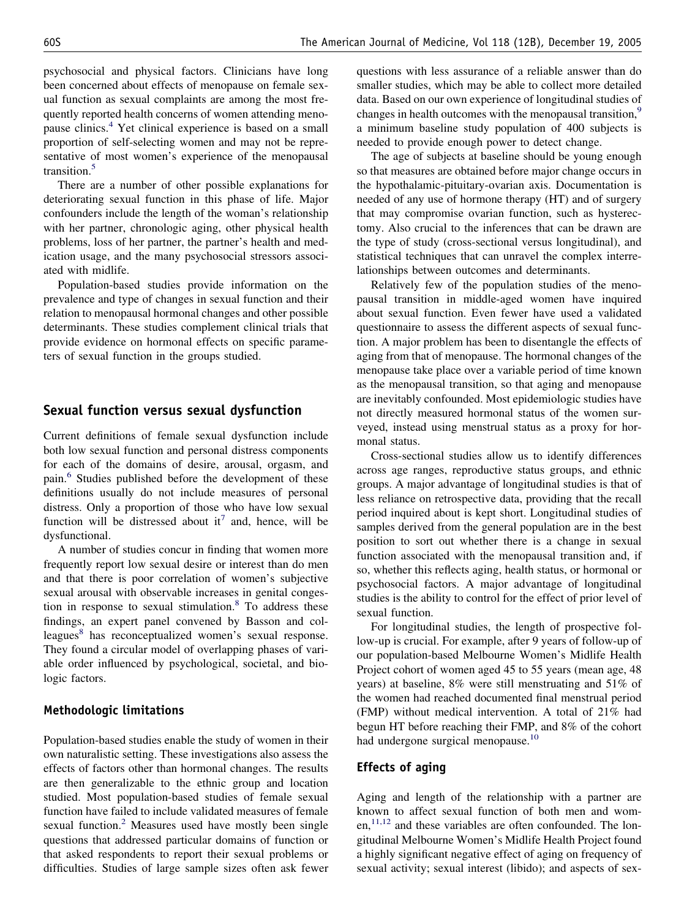psychosocial and physical factors. Clinicians have long been concerned about effects of menopause on female sexual function as sexual complaints are among the most frequently reported health concerns of women attending menopause clinics.[4] Yet clinical experience is based on a small proportion of self-selecting women and may not be representative of most women's experience of the menopausal transition.[5]

There are a number of other possible explanations for deteriorating sexual function in this phase of life. Major confounders include the length of the woman's relationship with her partner, chronologic aging, other physical health problems, loss of her partner, the partner's health and medication usage, and the many psychosocial stressors associated with midlife.

Population-based studies provide information on the prevalence and type of changes in sexual function and their relation to menopausal hormonal changes and other possible determinants. These studies complement clinical trials that provide evidence on hormonal effects on specific parameters of sexual function in the groups studied.

## Sexual function versus sexual dysfunction

Current definitions of female sexual dysfunction include both low sexual function and personal distress components for each of the domains of desire, arousal, orgasm, and pain.[6] Studies published before the development of these definitions usually do not include measures of personal distress. Only a proportion of those who have low sexual function will be distressed about it[7] and, hence, will be dysfunctional.

A number of studies concur in finding that women more frequently report low sexual desire or interest than do men and that there is poor correlation of women's subjective sexual arousal with observable increases in genital congestion in response to sexual stimulation.[8] To address these findings, an expert panel convened by Basson and colleagues[8] has reconceptualized women's sexual response. They found a circular model of overlapping phases of variable order influenced by psychological, societal, and biologic factors.

### Methodologic limitations

Population-based studies enable the study of women in their own naturalistic setting. These investigations also assess the effects of factors other than hormonal changes. The results are then generalizable to the ethnic group and location studied. Most population-based studies of female sexual function have failed to include validated measures of female sexual function.[2] Measures used have mostly been single questions that addressed particular domains of function or that asked respondents to report their sexual problems or difficulties. Studies of large sample sizes often ask fewer questions with less assurance of a reliable answer than do smaller studies, which may be able to collect more detailed data. Based on our own experience of longitudinal studies of changes in health outcomes with the menopausal transition,[9] a minimum baseline study population of 400 subjects is needed to provide enough power to detect change.

The age of subjects at baseline should be young enough so that measures are obtained before major change occurs in the hypothalamic-pituitary-ovarian axis. Documentation is needed of any use of hormone therapy (HT) and of surgery that may compromise ovarian function, such as hysterectomy. Also crucial to the inferences that can be drawn are the type of study (cross-sectional versus longitudinal), and statistical techniques that can unravel the complex interrelationships between outcomes and determinants.

Relatively few of the population studies of the menopausal transition in middle-aged women have inquired about sexual function. Even fewer have used a validated questionnaire to assess the different aspects of sexual function. A major problem has been to disentangle the effects of aging from that of menopause. The hormonal changes of the menopause take place over a variable period of time known as the menopausal transition, so that aging and menopause are inevitably confounded. Most epidemiologic studies have not directly measured hormonal status of the women surveyed, instead using menstrual status as a proxy for hormonal status.

Cross-sectional studies allow us to identify differences across age ranges, reproductive status groups, and ethnic groups. A major advantage of longitudinal studies is that of less reliance on retrospective data, providing that the recall period inquired about is kept short. Longitudinal studies of samples derived from the general population are in the best position to sort out whether there is a change in sexual function associated with the menopausal transition and, if so, whether this reflects aging, health status, or hormonal or psychosocial factors. A major advantage of longitudinal studies is the ability to control for the effect of prior level of sexual function.

For longitudinal studies, the length of prospective follow-up is crucial. For example, after 9 years of follow-up of our population-based Melbourne Women's Midlife Health Project cohort of women aged 45 to 55 years (mean age, 48 years) at baseline, 8% were still menstruating and 51% of the women had reached documented final menstrual period (FMP) without medical intervention. A total of 21% had begun HT before reaching their FMP, and 8% of the cohort had undergone surgical menopause.[10]

### Effects of aging

Aging and length of the relationship with a partner are known to affect sexual function of both men and women,[11,12] and these variables are often confounded. The longitudinal Melbourne Women's Midlife Health Project found a highly significant negative effect of aging on frequency of sexual activity; sexual interest (libido); and aspects of sex-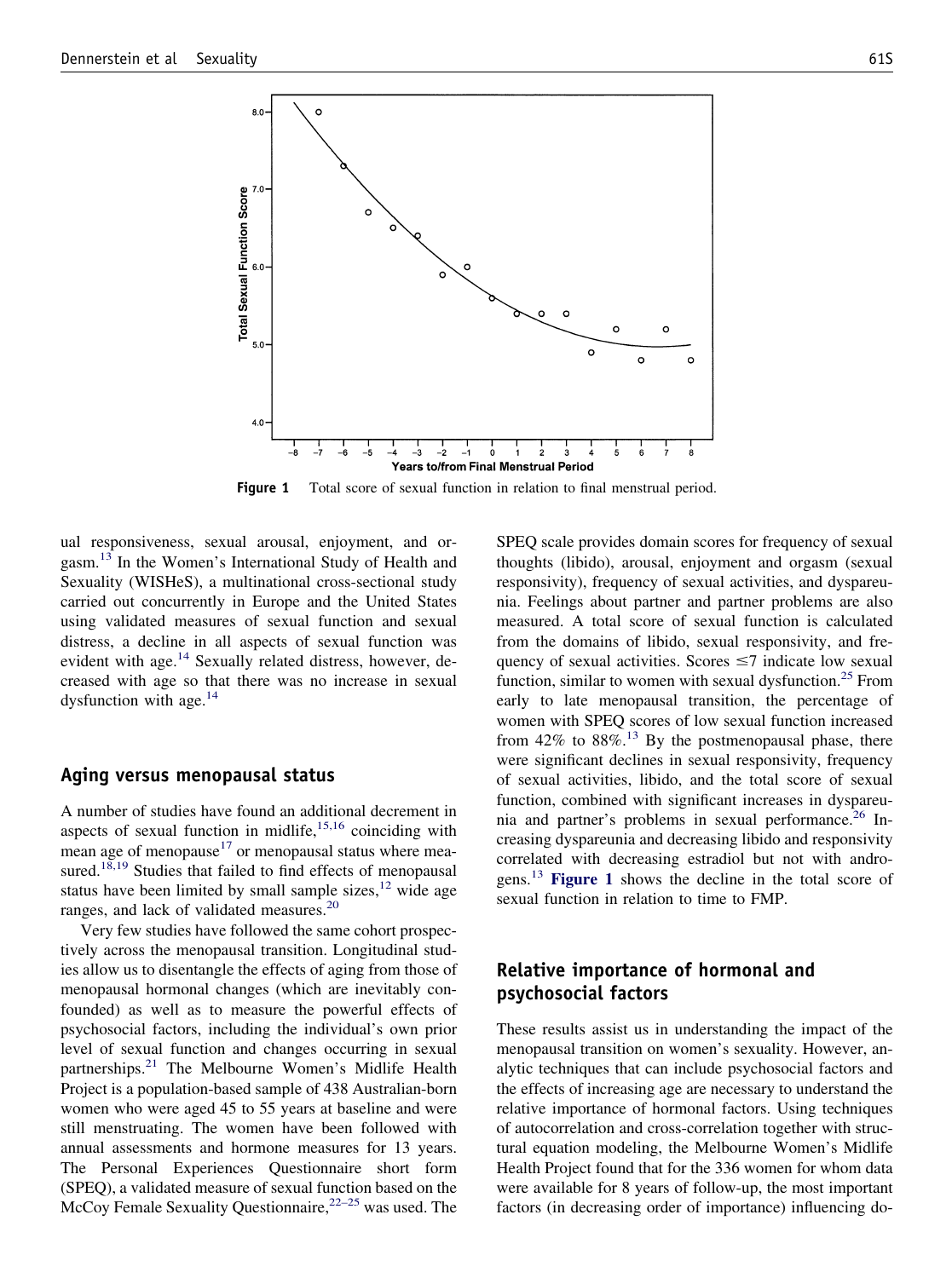Figure 1 Total score of sexual function in relation to final menstrual period.

ual responsiveness, sexual arousal, enjoyment, and orgasm.[13] In the Women's International Study of Health and Sexuality (WISHeS), a multinational cross-sectional study carried out concurrently in Europe and the United States using validated measures of sexual function and sexual distress, a decline in all aspects of sexual function was evident with age.[14] Sexually related distress, however, decreased with age so that there was no increase in sexual dysfunction with age.[14]

## Aging versus menopausal status

A number of studies have found an additional decrement in aspects of sexual function in midlife,[15,16] coinciding with mean age of menopause[17] or menopausal status where measured.[18,19] Studies that failed to find effects of menopausal status have been limited by small sample sizes,[12] wide age ranges, and lack of validated measures.[20]

Very few studies have followed the same cohort prospectively across the menopausal transition. Longitudinal studies allow us to disentangle the effects of aging from those of menopausal hormonal changes (which are inevitably confounded) as well as to measure the powerful effects of psychosocial factors, including the individual's own prior level of sexual function and changes occurring in sexual partnerships.[21] The Melbourne Women's Midlife Health Project is a population-based sample of 438 Australian-born women who were aged 45 to 55 years at baseline and were still menstruating. The women have been followed with annual assessments and hormone measures for 13 years. The Personal Experiences Questionnaire short form (SPEQ), a validated measure of sexual function based on the McCoy Female Sexuality Questionnaire,[22–25] was used. The SPEQ scale provides domain scores for frequency of sexual thoughts (libido), arousal, enjoyment and orgasm (sexual responsivity), frequency of sexual activities, and dyspareunia. Feelings about partner and partner problems are also measured. A total score of sexual function is calculated from the domains of libido, sexual responsivity, and frequency of sexual activities. Scores $\leq 7$ indicate low sexual function, similar to women with sexual dysfunction.[25] From early to late menopausal transition, the percentage of women with SPEQ scores of low sexual function increased from 42% to 88%.[13] By the postmenopausal phase, there were significant declines in sexual responsivity, frequency of sexual activities, libido, and the total score of sexual function, combined with significant increases in dyspareunia and partner's problems in sexual performance.[26] Increasing dyspareunia and decreasing libido and responsivity correlated with decreasing estradiol but not with androgens.[13] **Figure 1** shows the decline in the total score of sexual function in relation to time to FMP.

## Relative importance of hormonal and psychosocial factors

These results assist us in understanding the impact of the menopausal transition on women's sexuality. However, analytic techniques that can include psychosocial factors and the effects of increasing age are necessary to understand the relative importance of hormonal factors. Using techniques of autocorrelation and cross-correlation together with structural equation modeling, the Melbourne Women's Midlife Health Project found that for the 336 women for whom data were available for 8 years of follow-up, the most important factors (in decreasing order of importance) influencing do-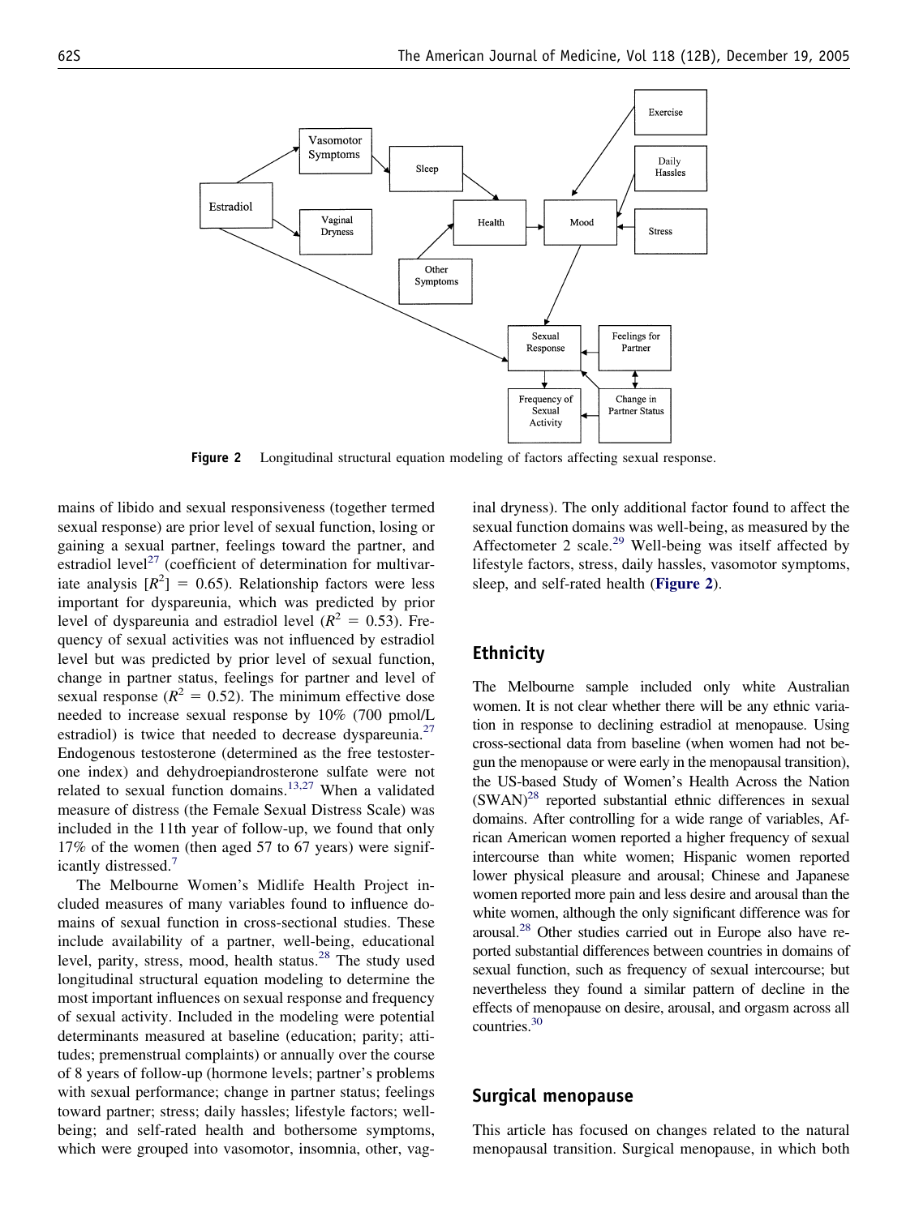Figure 2 Longitudinal structural equation modeling of factors affecting sexual response.

mains of libido and sexual responsiveness (together termed sexual response) are prior level of sexual function, losing or gaining a sexual partner, feelings toward the partner, and estradiol level[27] (coefficient of determination for multivariate analysis [$R^2$] = 0.65). Relationship factors were less important for dyspareunia, which was predicted by prior level of dyspareunia and estradiol level ($R^2$ = 0.53). Frequency of sexual activities was not influenced by estradiol level but was predicted by prior level of sexual function, change in partner status, feelings for partner and level of sexual response ($R^2$ = 0.52). The minimum effective dose needed to increase sexual response by 10% (700 pmol/L estradiol) is twice that needed to decrease dyspareunia.[27] Endogenous testosterone (determined as the free testosterone index) and dehydroepiandrosterone sulfate were not related to sexual function domains.[13,27] When a validated measure of distress (the Female Sexual Distress Scale) was included in the 11th year of follow-up, we found that only 17% of the women (then aged 57 to 67 years) were significantly distressed.[7]

The Melbourne Women's Midlife Health Project included measures of many variables found to influence domains of sexual function in cross-sectional studies. These include availability of a partner, well-being, educational level, parity, stress, mood, health status.[28] The study used longitudinal structural equation modeling to determine the most important influences on sexual response and frequency of sexual activity. Included in the modeling were potential determinants measured at baseline (education; parity; attitudes; premenstrual complaints) or annually over the course of 8 years of follow-up (hormone levels; partner's problems with sexual performance; change in partner status; feelings toward partner; stress; daily hassles; lifestyle factors; well-being; and self-rated health and bothersome symptoms, which were grouped into vasomotor, insomnia, other, vaginal dryness). The only additional factor found to affect the sexual function domains was well-being, as measured by the Affectometer 2 scale.[29] Well-being was itself affected by lifestyle factors, stress, daily hassles, vasomotor symptoms, sleep, and self-rated health (**Figure 2**).

## Ethnicity

The Melbourne sample included only white Australian women. It is not clear whether there will be any ethnic variation in response to declining estradiol at menopause. Using cross-sectional data from baseline (when women had not begun the menopause or were early in the menopausal transition), the US-based Study of Women's Health Across the Nation (SWAN)[28] reported substantial ethnic differences in sexual domains. After controlling for a wide range of variables, African American women reported a higher frequency of sexual intercourse than white women; Hispanic women reported lower physical pleasure and arousal; Chinese and Japanese women reported more pain and less desire and arousal than the white women, although the only significant difference was for arousal.[28] Other studies carried out in Europe also have reported substantial differences between countries in domains of sexual function, such as frequency of sexual intercourse; but nevertheless they found a similar pattern of decline in the effects of menopause on desire, arousal, and orgasm across all countries.[30]

## Surgical menopause

This article has focused on changes related to the natural menopausal transition. Surgical menopause, in which both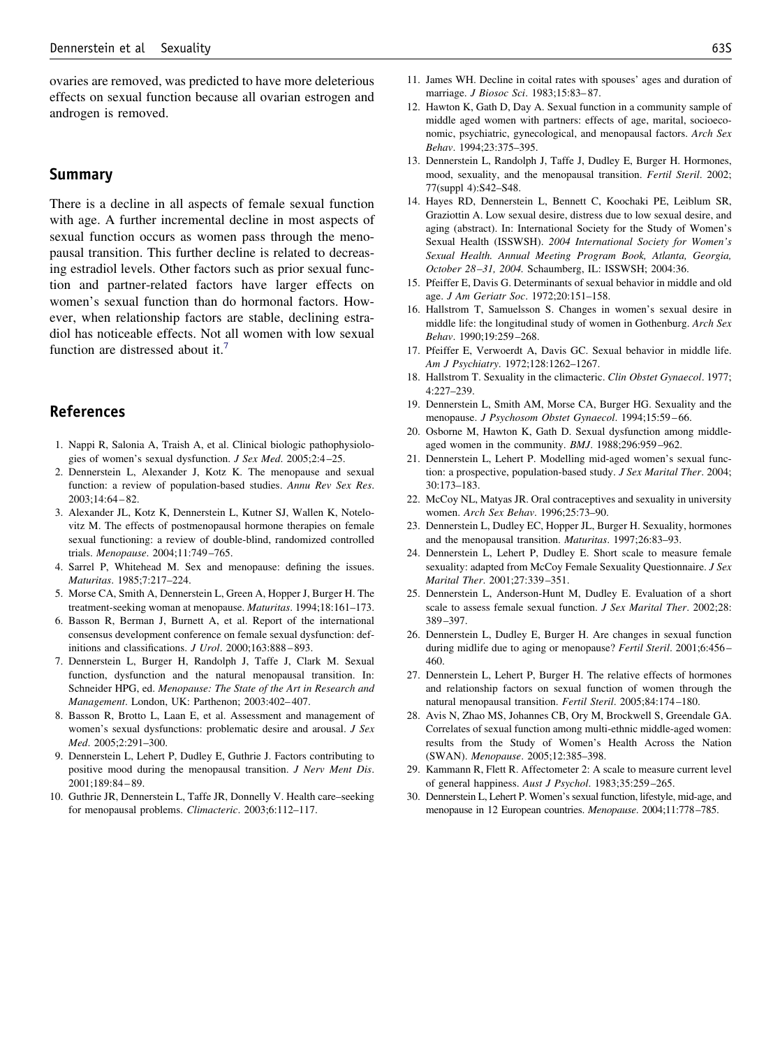ovaries are removed, was predicted to have more deleterious effects on sexual function because all ovarian estrogen and androgen is removed.

## Summary

There is a decline in all aspects of female sexual function with age. A further incremental decline in most aspects of sexual function occurs as women pass through the menopausal transition. This further decline is related to decreasing estradiol levels. Other factors such as prior sexual function and partner-related factors have larger effects on women's sexual function than do hormonal factors. However, when relationship factors are stable, declining estradiol has noticeable effects. Not all women with low sexual function are distressed about it.[7]

## References

1. Nappi R, Salonia A, Traish A, et al. Clinical biologic pathophysiologies of women's sexual dysfunction. *J Sex Med*. 2005;2:4–25.
2. Dennerstein L, Alexander J, Kotz K. The menopause and sexual function: a review of population-based studies. *Annu Rev Sex Res*. 2003;14:64–82.
3. Alexander JL, Kotz K, Dennerstein L, Kutner SJ, Wallen K, Notelovitz M. The effects of postmenopausal hormone therapies on female sexual functioning: a review of double-blind, randomized controlled trials. *Menopause*. 2004;11:749–765.
4. Sarrel P, Whitehead M. Sex and menopause: defining the issues. *Maturitas*. 1985;7:217–224.
5. Morse CA, Smith A, Dennerstein L, Green A, Hopper J, Burger H. The treatment-seeking woman at menopause. *Maturitas*. 1994;18:161–173.
6. Basson R, Berman J, Burnett A, et al. Report of the international consensus development conference on female sexual dysfunction: definitions and classifications. *J Urol*. 2000;163:888–893.
7. Dennerstein L, Burger H, Randolph J, Taffe J, Clark M. Sexual function, dysfunction and the natural menopausal transition. In: Schneider HPG, ed. *Menopause: The State of the Art in Research and Management*. London, UK: Parthenon; 2003:402–407.
8. Basson R, Brotto L, Laan E, et al. Assessment and management of women's sexual dysfunctions: problematic desire and arousal. *J Sex Med*. 2005;2:291–300.
9. Dennerstein L, Lehert P, Dudley E, Guthrie J. Factors contributing to positive mood during the menopausal transition. *J Nerv Ment Dis*. 2001;189:84–89.
10. Guthrie JR, Dennerstein L, Taffe JR, Donnelly V. Health care–seeking for menopausal problems. *Climacteric*. 2003;6:112–117.
11. James WH. Decline in coital rates with spouses' ages and duration of marriage. *J Biosoc Sci*. 1983;15:83–87.
12. Hawton K, Gath D, Day A. Sexual function in a community sample of middle aged women with partners: effects of age, marital, socioeconomic, psychiatric, gynecological, and menopausal factors. *Arch Sex Behav*. 1994;23:375–395.
13. Dennerstein L, Randolph J, Taffe J, Dudley E, Burger H. Hormones, mood, sexuality, and the menopausal transition. *Fertil Steril*. 2002; 77(suppl 4):S42–S48.
14. Hayes RD, Dennerstein L, Bennett C, Koochaki PE, Leiblum SR, Graziottin A. Low sexual desire, distress due to low sexual desire, and aging (abstract). In: International Society for the Study of Women's Sexual Health (ISSWSH). *2004 International Society for Women's Sexual Health. Annual Meeting Program Book, Atlanta, Georgia, October 28–31, 2004.* Schaumberg, IL: ISSWSH; 2004:36.
15. Pfeiffer E, Davis G. Determinants of sexual behavior in middle and old age. *J Am Geriatr Soc*. 1972;20:151–158.
16. Hallstrom T, Samuelsson S. Changes in women's sexual desire in middle life: the longitudinal study of women in Gothenburg. *Arch Sex Behav*. 1990;19:259–268.
17. Pfeiffer E, Verwoerdt A, Davis GC. Sexual behavior in middle life. *Am J Psychiatry*. 1972;128:1262–1267.
18. Hallstrom T. Sexuality in the climacteric. *Clin Obstet Gynaecol*. 1977; 4:227–239.
19. Dennerstein L, Smith AM, Morse CA, Burger HG. Sexuality and the menopause. *J Psychosom Obstet Gynaecol*. 1994;15:59–66.
20. Osborne M, Hawton K, Gath D. Sexual dysfunction among middle-aged women in the community. *BMJ*. 1988;296:959–962.
21. Dennerstein L, Lehert P. Modelling mid-aged women's sexual function: a prospective, population-based study. *J Sex Marital Ther*. 2004; 30:173–183.
22. McCoy NL, Matyas JR. Oral contraceptives and sexuality in university women. *Arch Sex Behav*. 1996;25:73–90.
23. Dennerstein L, Dudley EC, Hopper JL, Burger H. Sexuality, hormones and the menopausal transition. *Maturitas*. 1997;26:83–93.
24. Dennerstein L, Lehert P, Dudley E. Short scale to measure female sexuality: adapted from McCoy Female Sexuality Questionnaire. *J Sex Marital Ther*. 2001;27:339–351.
25. Dennerstein L, Anderson-Hunt M, Dudley E. Evaluation of a short scale to assess female sexual function. *J Sex Marital Ther*. 2002;28: 389–397.
26. Dennerstein L, Dudley E, Burger H. Are changes in sexual function during midlife due to aging or menopause? *Fertil Steril*. 2001;6:456–460.
27. Dennerstein L, Lehert P, Burger H. The relative effects of hormones and relationship factors on sexual function of women through the natural menopausal transition. *Fertil Steril*. 2005;84:174–180.
28. Avis N, Zhao MS, Johannes CB, Ory M, Brockwell S, Greendale GA. Correlates of sexual function among multi-ethnic middle-aged women: results from the Study of Women's Health Across the Nation (SWAN). *Menopause*. 2005;12:385–398.
29. Kammann R, Flett R. Affectometer 2: A scale to measure current level of general happiness. *Aust J Psychol*. 1983;35:259–265.
30. Dennerstein L, Lehert P. Women's sexual function, lifestyle, mid-age, and menopause in 12 European countries. *Menopause*. 2004;11:778–785.